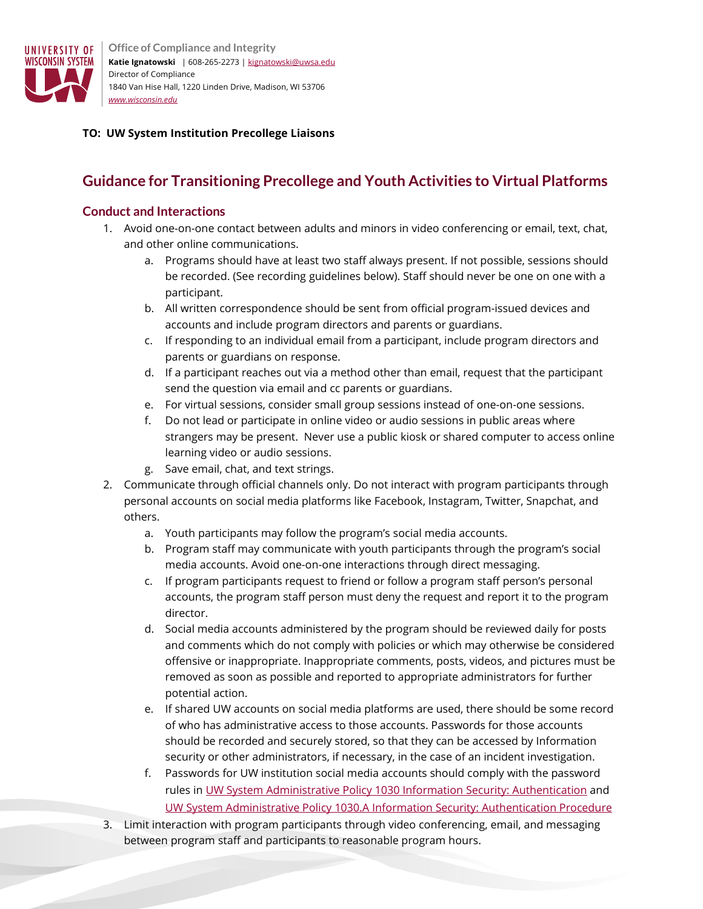**Office of Compliance and Integrity**
**Katie Ignatowski** | 608-265-2273 | kignatowski@uwsa.edu
Director of Compliance
1840 Van Hise Hall, 1220 Linden Drive, Madison, WI 53706
*www.wisconsin.edu*

**TO: UW System Institution Precollege Liaisons**

# Guidance for Transitioning Precollege and Youth Activities to Virtual Platforms

## Conduct and Interactions

1. Avoid one-on-one contact between adults and minors in video conferencing or email, text, chat, and other online communications.
   a. Programs should have at least two staff always present. If not possible, sessions should be recorded. (See recording guidelines below). Staff should never be one on one with a participant.
   b. All written correspondence should be sent from official program-issued devices and accounts and include program directors and parents or guardians.
   c. If responding to an individual email from a participant, include program directors and parents or guardians on response.
   d. If a participant reaches out via a method other than email, request that the participant send the question via email and cc parents or guardians.
   e. For virtual sessions, consider small group sessions instead of one-on-one sessions.
   f. Do not lead or participate in online video or audio sessions in public areas where strangers may be present. Never use a public kiosk or shared computer to access online learning video or audio sessions.
   g. Save email, chat, and text strings.
2. Communicate through official channels only. Do not interact with program participants through personal accounts on social media platforms like Facebook, Instagram, Twitter, Snapchat, and others.
   a. Youth participants may follow the program's social media accounts.
   b. Program staff may communicate with youth participants through the program's social media accounts. Avoid one-on-one interactions through direct messaging.
   c. If program participants request to friend or follow a program staff person's personal accounts, the program staff person must deny the request and report it to the program director.
   d. Social media accounts administered by the program should be reviewed daily for posts and comments which do not comply with policies or which may otherwise be considered offensive or inappropriate. Inappropriate comments, posts, videos, and pictures must be removed as soon as possible and reported to appropriate administrators for further potential action.
   e. If shared UW accounts on social media platforms are used, there should be some record of who has administrative access to those accounts. Passwords for those accounts should be recorded and securely stored, so that they can be accessed by Information security or other administrators, if necessary, in the case of an incident investigation.
   f. Passwords for UW institution social media accounts should comply with the password rules in UW System Administrative Policy 1030 Information Security: Authentication and UW System Administrative Policy 1030.A Information Security: Authentication Procedure
3. Limit interaction with program participants through video conferencing, email, and messaging between program staff and participants to reasonable program hours.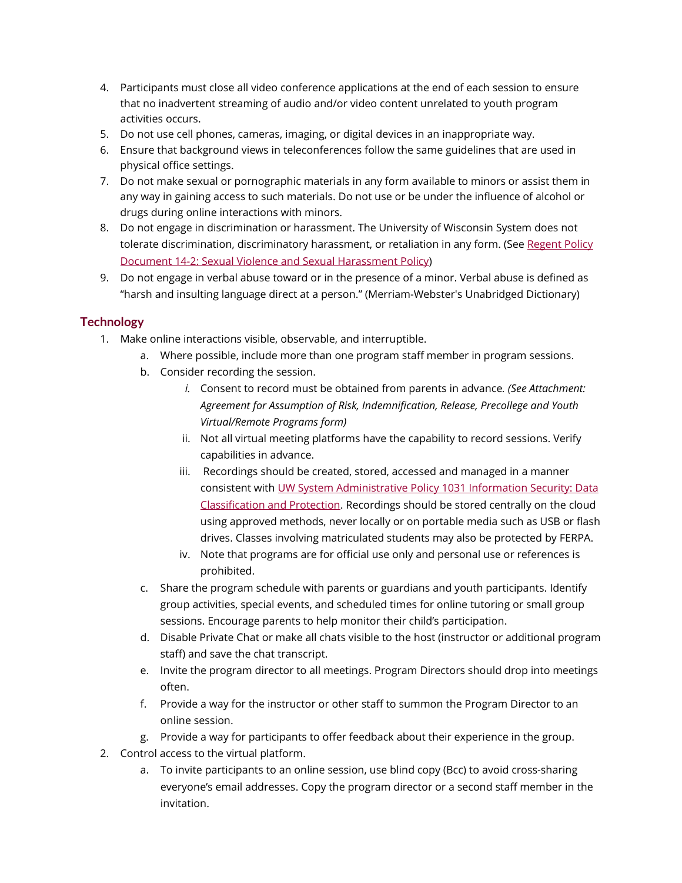4. Participants must close all video conference applications at the end of each session to ensure that no inadvertent streaming of audio and/or video content unrelated to youth program activities occurs.
5. Do not use cell phones, cameras, imaging, or digital devices in an inappropriate way.
6. Ensure that background views in teleconferences follow the same guidelines that are used in physical office settings.
7. Do not make sexual or pornographic materials in any form available to minors or assist them in any way in gaining access to such materials. Do not use or be under the influence of alcohol or drugs during online interactions with minors.
8. Do not engage in discrimination or harassment. The University of Wisconsin System does not tolerate discrimination, discriminatory harassment, or retaliation in any form. (See Regent Policy Document 14-2: Sexual Violence and Sexual Harassment Policy)
9. Do not engage in verbal abuse toward or in the presence of a minor. Verbal abuse is defined as "harsh and insulting language direct at a person." (Merriam-Webster's Unabridged Dictionary)

## Technology

1. Make online interactions visible, observable, and interruptible.
   a. Where possible, include more than one program staff member in program sessions.
   b. Consider recording the session.
      i. Consent to record must be obtained from parents in advance. *(See Attachment: Agreement for Assumption of Risk, Indemnification, Release, Precollege and Youth Virtual/Remote Programs form)*
      ii. Not all virtual meeting platforms have the capability to record sessions. Verify capabilities in advance.
      iii. Recordings should be created, stored, accessed and managed in a manner consistent with UW System Administrative Policy 1031 Information Security: Data Classification and Protection. Recordings should be stored centrally on the cloud using approved methods, never locally or on portable media such as USB or flash drives. Classes involving matriculated students may also be protected by FERPA.
      iv. Note that programs are for official use only and personal use or references is prohibited.
   c. Share the program schedule with parents or guardians and youth participants. Identify group activities, special events, and scheduled times for online tutoring or small group sessions. Encourage parents to help monitor their child's participation.
   d. Disable Private Chat or make all chats visible to the host (instructor or additional program staff) and save the chat transcript.
   e. Invite the program director to all meetings. Program Directors should drop into meetings often.
   f. Provide a way for the instructor or other staff to summon the Program Director to an online session.
   g. Provide a way for participants to offer feedback about their experience in the group.
2. Control access to the virtual platform.
   a. To invite participants to an online session, use blind copy (Bcc) to avoid cross-sharing everyone's email addresses. Copy the program director or a second staff member in the invitation.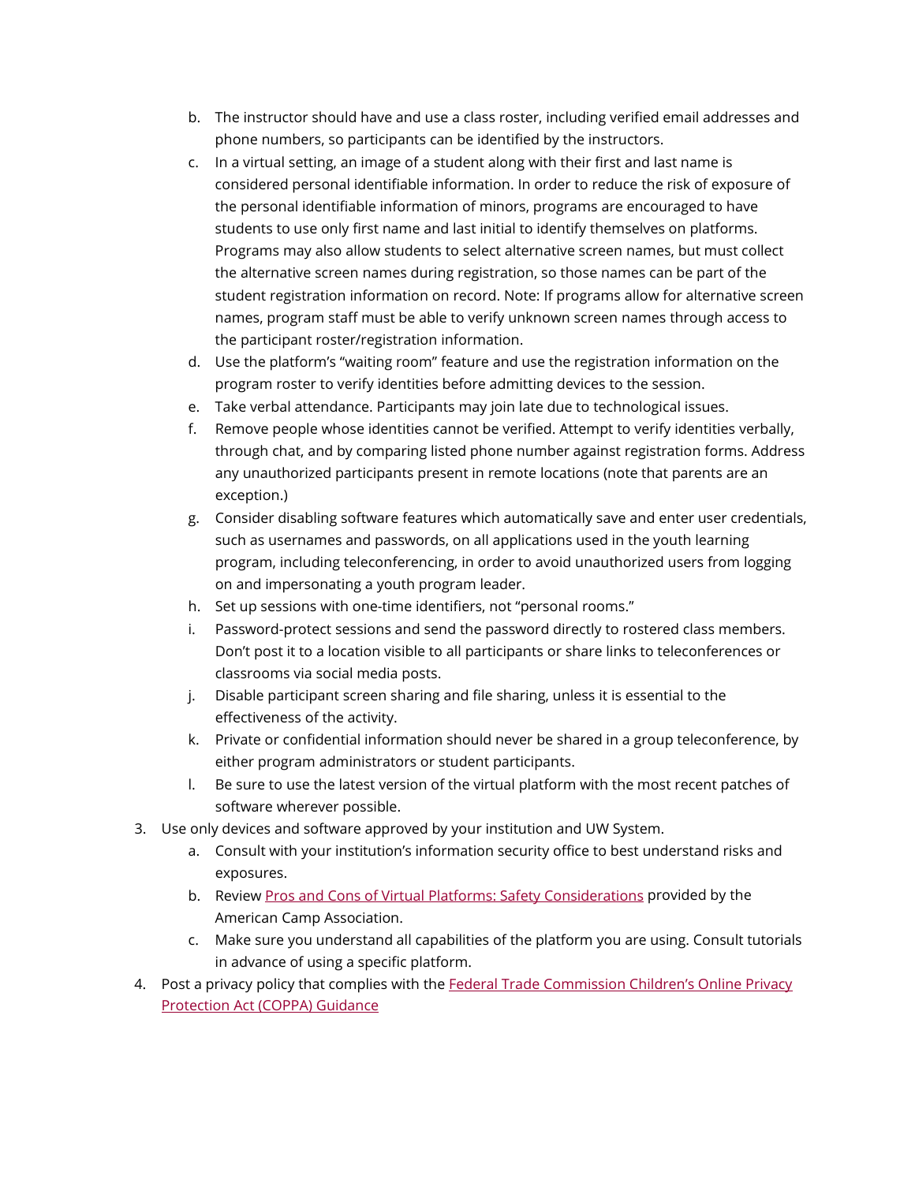b. The instructor should have and use a class roster, including verified email addresses and phone numbers, so participants can be identified by the instructors.
   c. In a virtual setting, an image of a student along with their first and last name is considered personal identifiable information. In order to reduce the risk of exposure of the personal identifiable information of minors, programs are encouraged to have students to use only first name and last initial to identify themselves on platforms. Programs may also allow students to select alternative screen names, but must collect the alternative screen names during registration, so those names can be part of the student registration information on record. Note: If programs allow for alternative screen names, program staff must be able to verify unknown screen names through access to the participant roster/registration information.
   d. Use the platform's "waiting room" feature and use the registration information on the program roster to verify identities before admitting devices to the session.
   e. Take verbal attendance. Participants may join late due to technological issues.
   f. Remove people whose identities cannot be verified. Attempt to verify identities verbally, through chat, and by comparing listed phone number against registration forms. Address any unauthorized participants present in remote locations (note that parents are an exception.)
   g. Consider disabling software features which automatically save and enter user credentials, such as usernames and passwords, on all applications used in the youth learning program, including teleconferencing, in order to avoid unauthorized users from logging on and impersonating a youth program leader.
   h. Set up sessions with one-time identifiers, not "personal rooms."
   i. Password-protect sessions and send the password directly to rostered class members. Don't post it to a location visible to all participants or share links to teleconferences or classrooms via social media posts.
   j. Disable participant screen sharing and file sharing, unless it is essential to the effectiveness of the activity.
   k. Private or confidential information should never be shared in a group teleconference, by either program administrators or student participants.
   l. Be sure to use the latest version of the virtual platform with the most recent patches of software wherever possible.
3. Use only devices and software approved by your institution and UW System.
   a. Consult with your institution's information security office to best understand risks and exposures.
   b. Review Pros and Cons of Virtual Platforms: Safety Considerations provided by the American Camp Association.
   c. Make sure you understand all capabilities of the platform you are using. Consult tutorials in advance of using a specific platform.
4. Post a privacy policy that complies with the Federal Trade Commission Children's Online Privacy Protection Act (COPPA) Guidance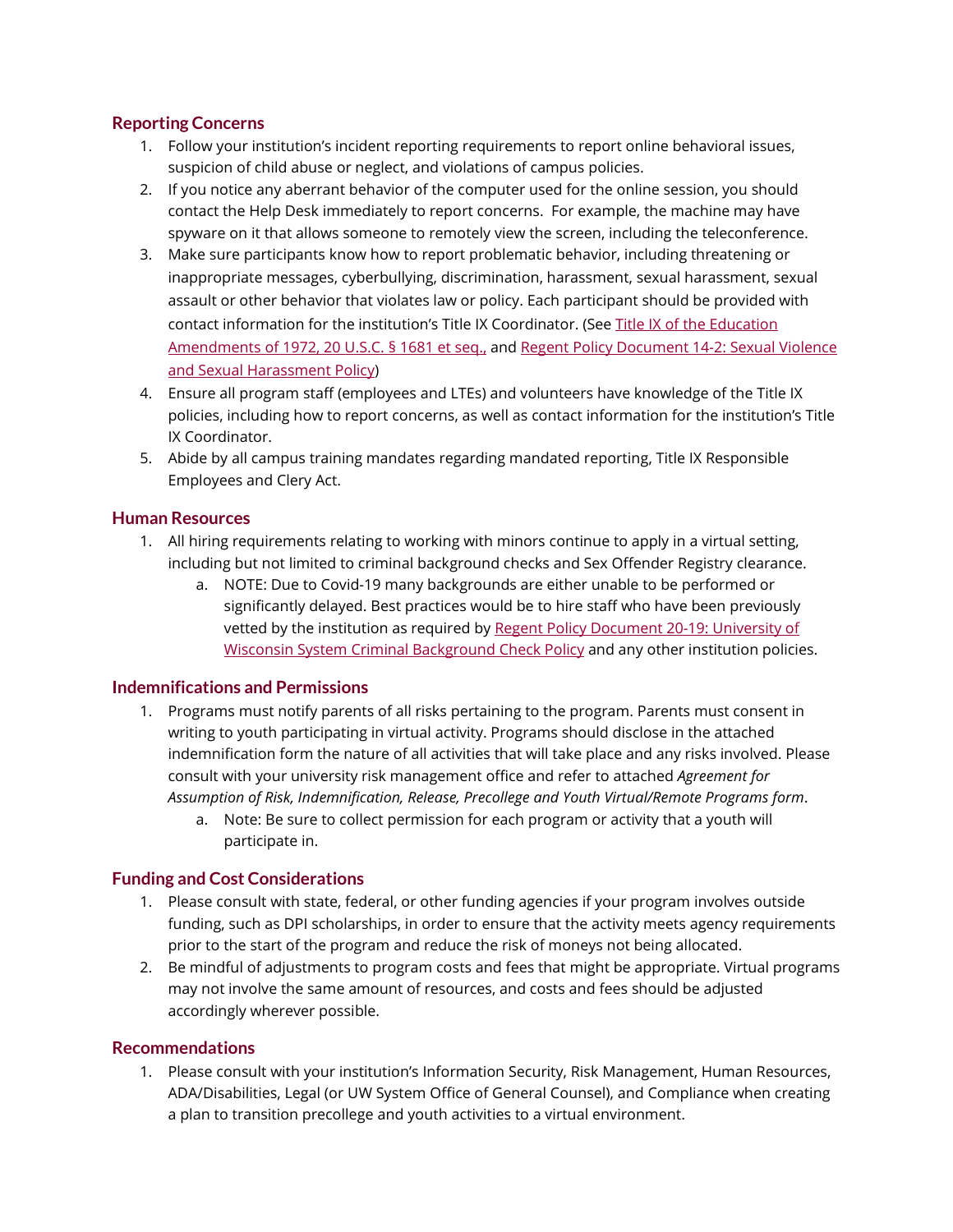### Reporting Concerns

1. Follow your institution's incident reporting requirements to report online behavioral issues, suspicion of child abuse or neglect, and violations of campus policies.
2. If you notice any aberrant behavior of the computer used for the online session, you should contact the Help Desk immediately to report concerns. For example, the machine may have spyware on it that allows someone to remotely view the screen, including the teleconference.
3. Make sure participants know how to report problematic behavior, including threatening or inappropriate messages, cyberbullying, discrimination, harassment, sexual harassment, sexual assault or other behavior that violates law or policy. Each participant should be provided with contact information for the institution's Title IX Coordinator. (See Title IX of the Education Amendments of 1972, 20 U.S.C. § 1681 et seq., and Regent Policy Document 14-2: Sexual Violence and Sexual Harassment Policy)
4. Ensure all program staff (employees and LTEs) and volunteers have knowledge of the Title IX policies, including how to report concerns, as well as contact information for the institution's Title IX Coordinator.
5. Abide by all campus training mandates regarding mandated reporting, Title IX Responsible Employees and Clery Act.

### Human Resources

1. All hiring requirements relating to working with minors continue to apply in a virtual setting, including but not limited to criminal background checks and Sex Offender Registry clearance.
   a. NOTE: Due to Covid-19 many backgrounds are either unable to be performed or significantly delayed. Best practices would be to hire staff who have been previously vetted by the institution as required by Regent Policy Document 20-19: University of Wisconsin System Criminal Background Check Policy and any other institution policies.

### Indemnifications and Permissions

1. Programs must notify parents of all risks pertaining to the program. Parents must consent in writing to youth participating in virtual activity. Programs should disclose in the attached indemnification form the nature of all activities that will take place and any risks involved. Please consult with your university risk management office and refer to attached *Agreement for Assumption of Risk, Indemnification, Release, Precollege and Youth Virtual/Remote Programs form*.
   a. Note: Be sure to collect permission for each program or activity that a youth will participate in.

### Funding and Cost Considerations

1. Please consult with state, federal, or other funding agencies if your program involves outside funding, such as DPI scholarships, in order to ensure that the activity meets agency requirements prior to the start of the program and reduce the risk of moneys not being allocated.
2. Be mindful of adjustments to program costs and fees that might be appropriate. Virtual programs may not involve the same amount of resources, and costs and fees should be adjusted accordingly wherever possible.

### Recommendations

1. Please consult with your institution's Information Security, Risk Management, Human Resources, ADA/Disabilities, Legal (or UW System Office of General Counsel), and Compliance when creating a plan to transition precollege and youth activities to a virtual environment.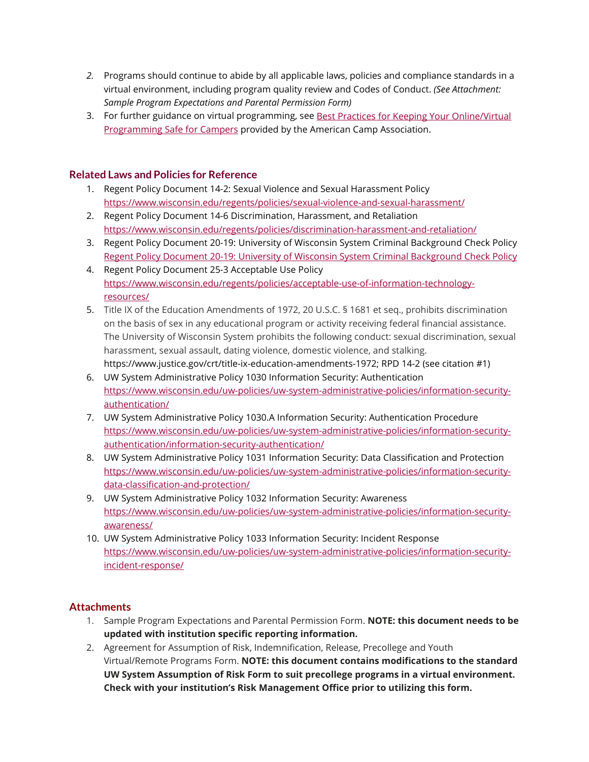2. Programs should continue to abide by all applicable laws, policies and compliance standards in a virtual environment, including program quality review and Codes of Conduct. *(See Attachment: Sample Program Expectations and Parental Permission Form)*
3. For further guidance on virtual programming, see [Best Practices for Keeping Your Online/Virtual Programming Safe for Campers]() provided by the American Camp Association.

## Related Laws and Policies for Reference

1. Regent Policy Document 14-2: Sexual Violence and Sexual Harassment Policy
   https://www.wisconsin.edu/regents/policies/sexual-violence-and-sexual-harassment/
2. Regent Policy Document 14-6 Discrimination, Harassment, and Retaliation
   https://www.wisconsin.edu/regents/policies/discrimination-harassment-and-retaliation/
3. Regent Policy Document 20-19: University of Wisconsin System Criminal Background Check Policy
   [Regent Policy Document 20-19: University of Wisconsin System Criminal Background Check Policy]()
4. Regent Policy Document 25-3 Acceptable Use Policy
   https://www.wisconsin.edu/regents/policies/acceptable-use-of-information-technology-resources/
5. Title IX of the Education Amendments of 1972, 20 U.S.C. § 1681 et seq., prohibits discrimination on the basis of sex in any educational program or activity receiving federal financial assistance. The University of Wisconsin System prohibits the following conduct: sexual discrimination, sexual harassment, sexual assault, dating violence, domestic violence, and stalking.
   https://www.justice.gov/crt/title-ix-education-amendments-1972; RPD 14-2 (see citation #1)
6. UW System Administrative Policy 1030 Information Security: Authentication
   https://www.wisconsin.edu/uw-policies/uw-system-administrative-policies/information-security-authentication/
7. UW System Administrative Policy 1030.A Information Security: Authentication Procedure
   https://www.wisconsin.edu/uw-policies/uw-system-administrative-policies/information-security-authentication/information-security-authentication/
8. UW System Administrative Policy 1031 Information Security: Data Classification and Protection
   https://www.wisconsin.edu/uw-policies/uw-system-administrative-policies/information-security-data-classification-and-protection/
9. UW System Administrative Policy 1032 Information Security: Awareness
   https://www.wisconsin.edu/uw-policies/uw-system-administrative-policies/information-security-awareness/
10. UW System Administrative Policy 1033 Information Security: Incident Response
    https://www.wisconsin.edu/uw-policies/uw-system-administrative-policies/information-security-incident-response/

## Attachments

1. Sample Program Expectations and Parental Permission Form. **NOTE: this document needs to be updated with institution specific reporting information.**
2. Agreement for Assumption of Risk, Indemnification, Release, Precollege and Youth Virtual/Remote Programs Form. **NOTE: this document contains modifications to the standard UW System Assumption of Risk Form to suit precollege programs in a virtual environment. Check with your institution's Risk Management Office prior to utilizing this form.**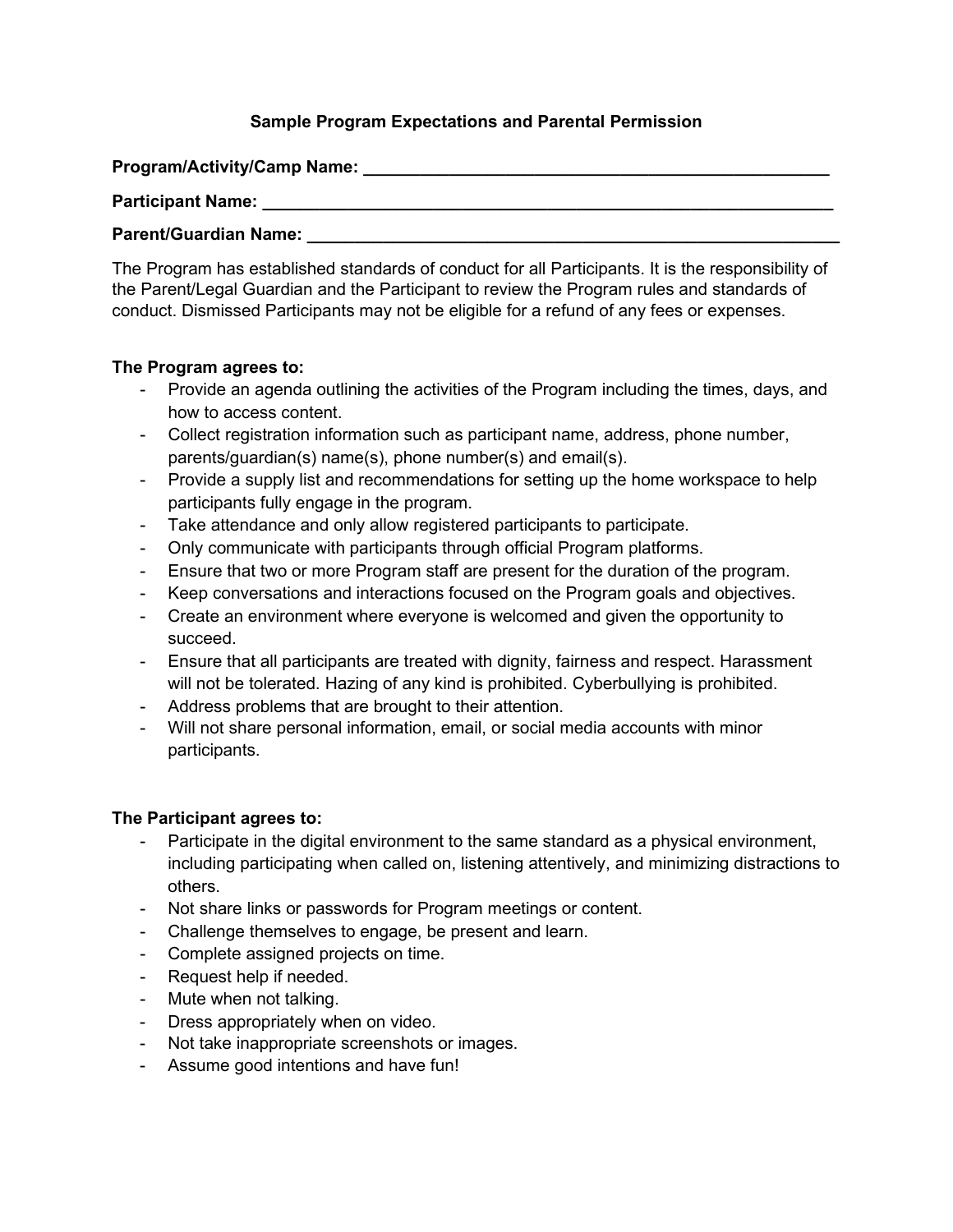## Sample Program Expectations and Parental Permission

**Program/Activity/Camp Name:** ___________________________________________________

**Participant Name:** ___________________________________________________________

**Parent/Guardian Name:** _______________________________________________________

The Program has established standards of conduct for all Participants. It is the responsibility of the Parent/Legal Guardian and the Participant to review the Program rules and standards of conduct. Dismissed Participants may not be eligible for a refund of any fees or expenses.

**The Program agrees to:**

- Provide an agenda outlining the activities of the Program including the times, days, and how to access content.
- Collect registration information such as participant name, address, phone number, parents/guardian(s) name(s), phone number(s) and email(s).
- Provide a supply list and recommendations for setting up the home workspace to help participants fully engage in the program.
- Take attendance and only allow registered participants to participate.
- Only communicate with participants through official Program platforms.
- Ensure that two or more Program staff are present for the duration of the program.
- Keep conversations and interactions focused on the Program goals and objectives.
- Create an environment where everyone is welcomed and given the opportunity to succeed.
- Ensure that all participants are treated with dignity, fairness and respect. Harassment will not be tolerated. Hazing of any kind is prohibited. Cyberbullying is prohibited.
- Address problems that are brought to their attention.
- Will not share personal information, email, or social media accounts with minor participants.

**The Participant agrees to:**

- Participate in the digital environment to the same standard as a physical environment, including participating when called on, listening attentively, and minimizing distractions to others.
- Not share links or passwords for Program meetings or content.
- Challenge themselves to engage, be present and learn.
- Complete assigned projects on time.
- Request help if needed.
- Mute when not talking.
- Dress appropriately when on video.
- Not take inappropriate screenshots or images.
- Assume good intentions and have fun!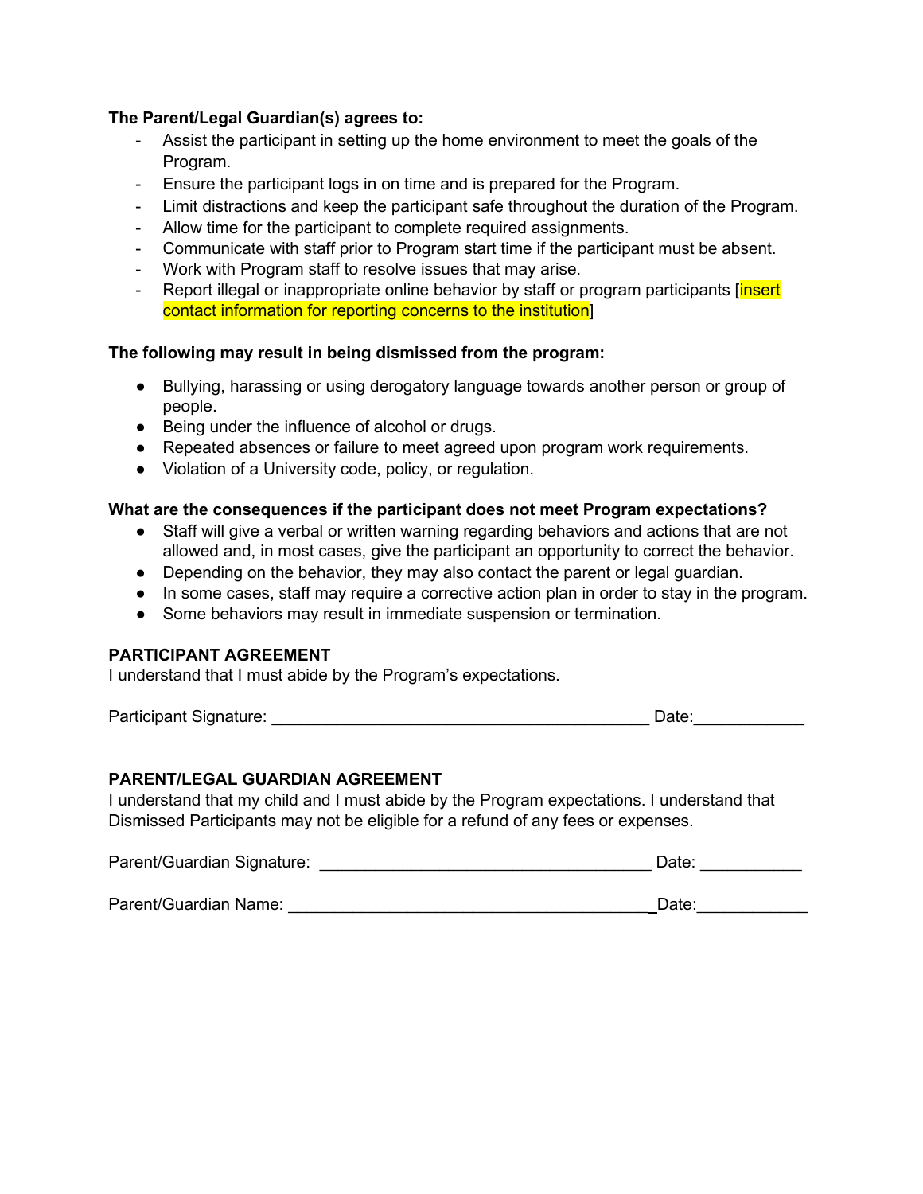**The Parent/Legal Guardian(s) agrees to:**

- Assist the participant in setting up the home environment to meet the goals of the Program.
- Ensure the participant logs in on time and is prepared for the Program.
- Limit distractions and keep the participant safe throughout the duration of the Program.
- Allow time for the participant to complete required assignments.
- Communicate with staff prior to Program start time if the participant must be absent.
- Work with Program staff to resolve issues that may arise.
- Report illegal or inappropriate online behavior by staff or program participants [insert contact information for reporting concerns to the institution]

**The following may result in being dismissed from the program:**

- Bullying, harassing or using derogatory language towards another person or group of people.
- Being under the influence of alcohol or drugs.
- Repeated absences or failure to meet agreed upon program work requirements.
- Violation of a University code, policy, or regulation.

**What are the consequences if the participant does not meet Program expectations?**

- Staff will give a verbal or written warning regarding behaviors and actions that are not allowed and, in most cases, give the participant an opportunity to correct the behavior.
- Depending on the behavior, they may also contact the parent or legal guardian.
- In some cases, staff may require a corrective action plan in order to stay in the program.
- Some behaviors may result in immediate suspension or termination.

**PARTICIPANT AGREEMENT**

I understand that I must abide by the Program's expectations.

Participant Signature: ________________________________________ Date:____________

**PARENT/LEGAL GUARDIAN AGREEMENT**

I understand that my child and I must abide by the Program expectations. I understand that Dismissed Participants may not be eligible for a refund of any fees or expenses.

Parent/Guardian Signature: ___________________________________ Date: ___________

Parent/Guardian Name: ______________________________________Date:____________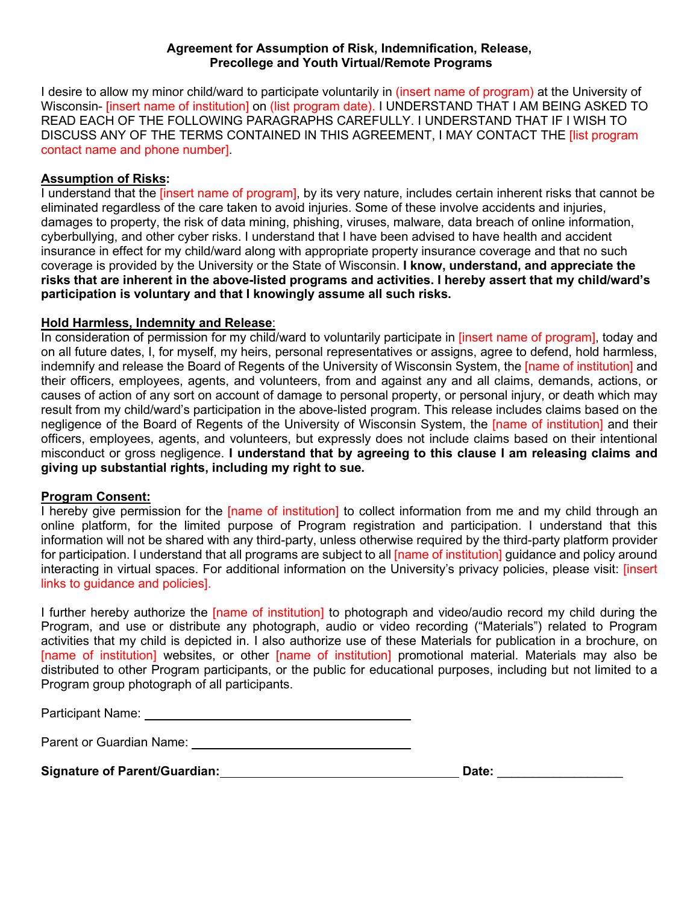**Agreement for Assumption of Risk, Indemnification, Release,**
**Precollege and Youth Virtual/Remote Programs**

I desire to allow my minor child/ward to participate voluntarily in (insert name of program) at the University of Wisconsin- [insert name of institution] on (list program date). I UNDERSTAND THAT I AM BEING ASKED TO READ EACH OF THE FOLLOWING PARAGRAPHS CAREFULLY. I UNDERSTAND THAT IF I WISH TO DISCUSS ANY OF THE TERMS CONTAINED IN THIS AGREEMENT, I MAY CONTACT THE [list program contact name and phone number].

**Assumption of Risks:**

I understand that the [insert name of program], by its very nature, includes certain inherent risks that cannot be eliminated regardless of the care taken to avoid injuries. Some of these involve accidents and injuries, damages to property, the risk of data mining, phishing, viruses, malware, data breach of online information, cyberbullying, and other cyber risks. I understand that I have been advised to have health and accident insurance in effect for my child/ward along with appropriate property insurance coverage and that no such coverage is provided by the University or the State of Wisconsin. **I know, understand, and appreciate the risks that are inherent in the above-listed programs and activities. I hereby assert that my child/ward's participation is voluntary and that I knowingly assume all such risks.**

**Hold Harmless, Indemnity and Release:**

In consideration of permission for my child/ward to voluntarily participate in [insert name of program], today and on all future dates, I, for myself, my heirs, personal representatives or assigns, agree to defend, hold harmless, indemnify and release the Board of Regents of the University of Wisconsin System, the [name of institution] and their officers, employees, agents, and volunteers, from and against any and all claims, demands, actions, or causes of action of any sort on account of damage to personal property, or personal injury, or death which may result from my child/ward's participation in the above-listed program. This release includes claims based on the negligence of the Board of Regents of the University of Wisconsin System, the [name of institution] and their officers, employees, agents, and volunteers, but expressly does not include claims based on their intentional misconduct or gross negligence. **I understand that by agreeing to this clause I am releasing claims and giving up substantial rights, including my right to sue.**

**Program Consent:**

I hereby give permission for the [name of institution] to collect information from me and my child through an online platform, for the limited purpose of Program registration and participation. I understand that this information will not be shared with any third-party, unless otherwise required by the third-party platform provider for participation. I understand that all programs are subject to all [name of institution] guidance and policy around interacting in virtual spaces. For additional information on the University's privacy policies, please visit: [insert links to guidance and policies].

I further hereby authorize the [name of institution] to photograph and video/audio record my child during the Program, and use or distribute any photograph, audio or video recording ("Materials") related to Program activities that my child is depicted in. I also authorize use of these Materials for publication in a brochure, on [name of institution] websites, or other [name of institution] promotional material. Materials may also be distributed to other Program participants, or the public for educational purposes, including but not limited to a Program group photograph of all participants.

Participant Name: ______________________________

Parent or Guardian Name: ______________________________

**Signature of Parent/Guardian:** ______________________________ **Date:** ________________